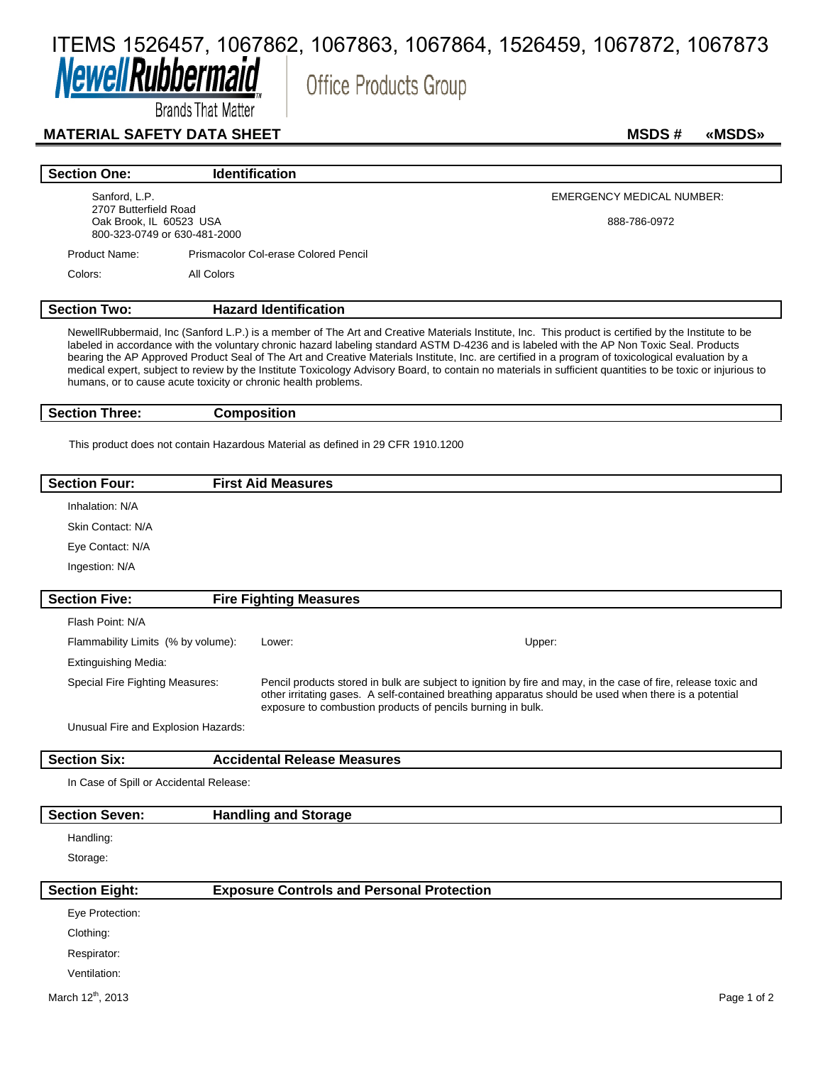ITEMS 1526457, 1067862, 1067863, 1067864, 1526459, 1067872, 1067873

**NewellRubbermaid** | Office Products Group

Brands That Matter

## MATERIAL SAFETY DATA SHEET

**MSDS # «MSDS»**

## Section One: Identification

Sanford, L.P.
2707 Butterfield Road
Oak Brook, IL 60523 USA
800-323-0749 or 630-481-2000

EMERGENCY MEDICAL NUMBER:

888-786-0972

Product Name: Prismacolor Col-erase Colored Pencil

Colors: All Colors

## Section Two: Hazard Identification

NewellRubbermaid, Inc (Sanford L.P.) is a member of The Art and Creative Materials Institute, Inc. This product is certified by the Institute to be labeled in accordance with the voluntary chronic hazard labeling standard ASTM D-4236 and is labeled with the AP Non Toxic Seal. Products bearing the AP Approved Product Seal of The Art and Creative Materials Institute, Inc. are certified in a program of toxicological evaluation by a medical expert, subject to review by the Institute Toxicology Advisory Board, to contain no materials in sufficient quantities to be toxic or injurious to humans, or to cause acute toxicity or chronic health problems.

## Section Three: Composition

This product does not contain Hazardous Material as defined in 29 CFR 1910.1200

## Section Four: First Aid Measures

Inhalation: N/A

Skin Contact: N/A

Eye Contact: N/A

Ingestion: N/A

## Section Five: Fire Fighting Measures

Flash Point: N/A

Flammability Limits (% by volume): Lower: Upper:

Extinguishing Media:

Special Fire Fighting Measures: Pencil products stored in bulk are subject to ignition by fire and may, in the case of fire, release toxic and other irritating gases. A self-contained breathing apparatus should be used when there is a potential exposure to combustion products of pencils burning in bulk.

Unusual Fire and Explosion Hazards:

## Section Six: Accidental Release Measures

In Case of Spill or Accidental Release:

## Section Seven: Handling and Storage

Handling:

Storage:

## Section Eight: Exposure Controls and Personal Protection

Eye Protection:

Clothing:

Respirator:

Ventilation:

March 12th, 2013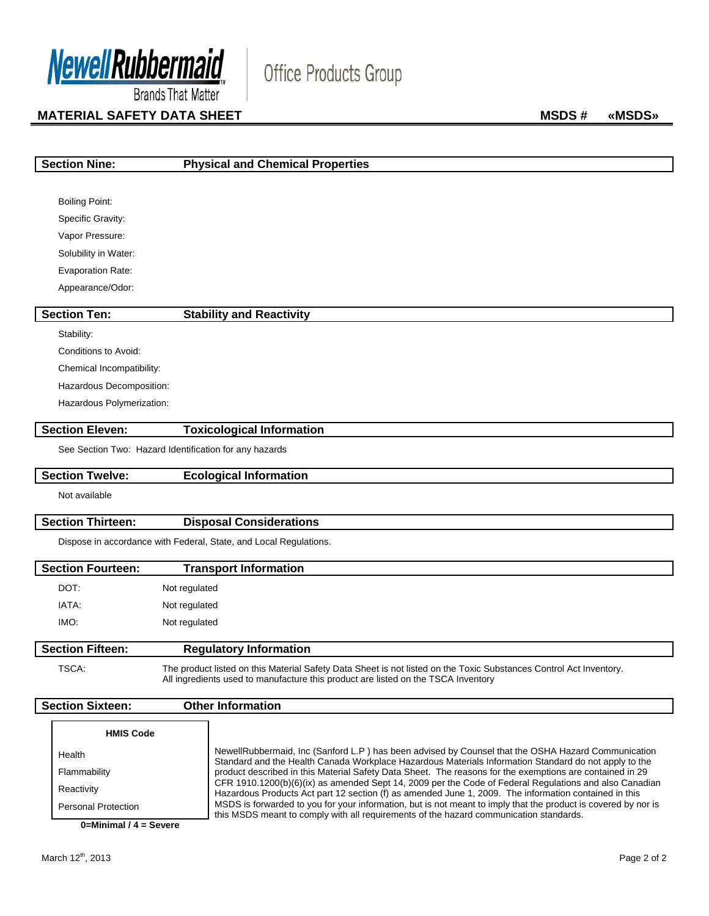**MATERIAL SAFETY DATA SHEET** **MSDS # «MSDS»**

## Section Nine: Physical and Chemical Properties

Boiling Point:

Specific Gravity:

Vapor Pressure:

Solubility in Water:

Evaporation Rate:

Appearance/Odor:

## Section Ten: Stability and Reactivity

Stability:

Conditions to Avoid:

Chemical Incompatibility:

Hazardous Decomposition:

Hazardous Polymerization:

## Section Eleven: Toxicological Information

See Section Two: Hazard Identification for any hazards

## Section Twelve: Ecological Information

Not available

## Section Thirteen: Disposal Considerations

Dispose in accordance with Federal, State, and Local Regulations.

## Section Fourteen: Transport Information

| | |
|---|---|
| DOT: | Not regulated |
| IATA: | Not regulated |
| IMO: | Not regulated |

## Section Fifteen: Regulatory Information

TSCA: The product listed on this Material Safety Data Sheet is not listed on the Toxic Substances Control Act Inventory. All ingredients used to manufacture this product are listed on the TSCA Inventory

## Section Sixteen: Other Information

| HMIS Code | |
|---|---|
| Health | |
| Flammability | |
| Reactivity | |
| Personal Protection | |

**0=Minimal / 4 = Severe**

NewellRubbermaid, Inc (Sanford L.P ) has been advised by Counsel that the OSHA Hazard Communication Standard and the Health Canada Workplace Hazardous Materials Information Standard do not apply to the product described in this Material Safety Data Sheet. The reasons for the exemptions are contained in 29 CFR 1910.1200(b)(6)(ix) as amended Sept 14, 2009 per the Code of Federal Regulations and also Canadian Hazardous Products Act part 12 section (f) as amended June 1, 2009. The information contained in this MSDS is forwarded to you for your information, but is not meant to imply that the product is covered by nor is this MSDS meant to comply with all requirements of the hazard communication standards.

March 12th, 2013